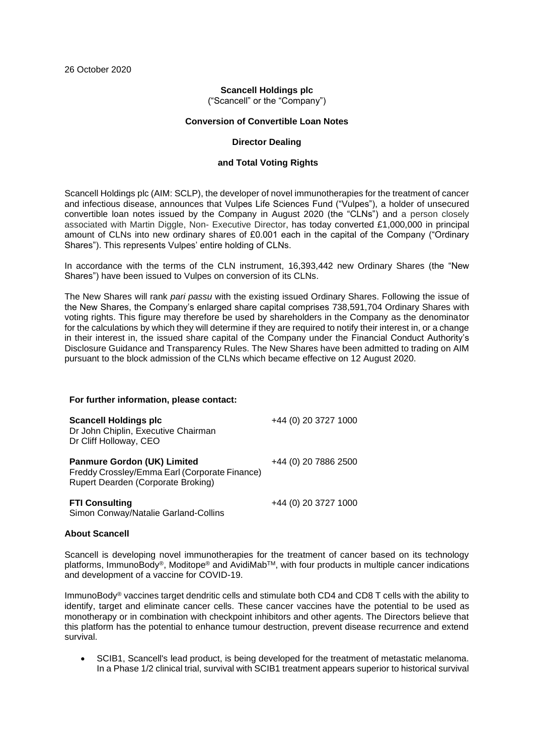26 October 2020

**Scancell Holdings plc**

("Scancell" or the "Company")

**Conversion of Convertible Loan Notes**

**Director Dealing**

**and Total Voting Rights**

Scancell Holdings plc (AIM: SCLP), the developer of novel immunotherapies for the treatment of cancer and infectious disease, announces that Vulpes Life Sciences Fund ("Vulpes"), a holder of unsecured convertible loan notes issued by the Company in August 2020 (the "CLNs") and a person closely associated with Martin Diggle, Non- Executive Director, has today converted £1,000,000 in principal amount of CLNs into new ordinary shares of £0.001 each in the capital of the Company ("Ordinary Shares"). This represents Vulpes' entire holding of CLNs.

In accordance with the terms of the CLN instrument, 16,393,442 new Ordinary Shares (the "New Shares") have been issued to Vulpes on conversion of its CLNs.

The New Shares will rank *pari passu* with the existing issued Ordinary Shares. Following the issue of the New Shares, the Company's enlarged share capital comprises 738,591,704 Ordinary Shares with voting rights. This figure may therefore be used by shareholders in the Company as the denominator for the calculations by which they will determine if they are required to notify their interest in, or a change in their interest in, the issued share capital of the Company under the Financial Conduct Authority's Disclosure Guidance and Transparency Rules. The New Shares have been admitted to trading on AIM pursuant to the block admission of the CLNs which became effective on 12 August 2020.

**For further information, please contact:**

| | |
|---|---|
| **Scancell Holdings plc**<br>Dr John Chiplin, Executive Chairman<br>Dr Cliff Holloway, CEO | +44 (0) 20 3727 1000 |
| **Panmure Gordon (UK) Limited**<br>Freddy Crossley/Emma Earl (Corporate Finance)<br>Rupert Dearden (Corporate Broking) | +44 (0) 20 7886 2500 |
| **FTI Consulting**<br>Simon Conway/Natalie Garland-Collins | +44 (0) 20 3727 1000 |

**About Scancell**

Scancell is developing novel immunotherapies for the treatment of cancer based on its technology platforms, ImmunoBody®, Moditope® and AvidiMab™, with four products in multiple cancer indications and development of a vaccine for COVID-19.

ImmunoBody® vaccines target dendritic cells and stimulate both CD4 and CD8 T cells with the ability to identify, target and eliminate cancer cells. These cancer vaccines have the potential to be used as monotherapy or in combination with checkpoint inhibitors and other agents. The Directors believe that this platform has the potential to enhance tumour destruction, prevent disease recurrence and extend survival.

- SCIB1, Scancell's lead product, is being developed for the treatment of metastatic melanoma. In a Phase 1/2 clinical trial, survival with SCIB1 treatment appears superior to historical survival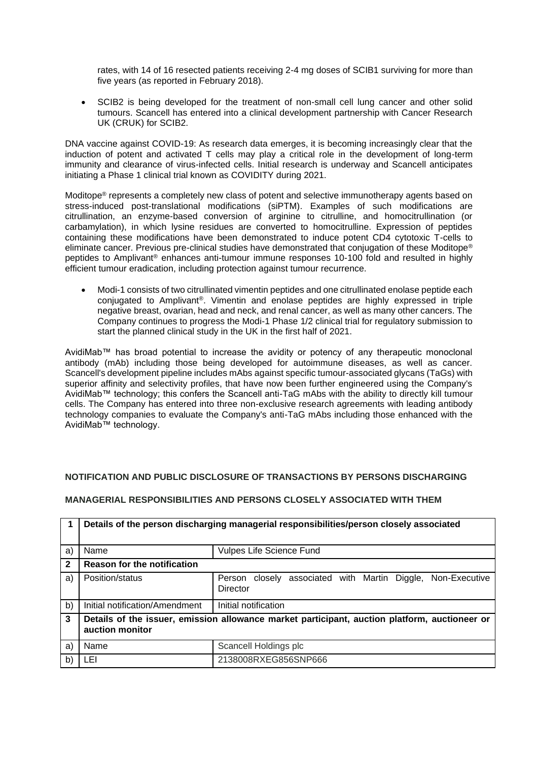rates, with 14 of 16 resected patients receiving 2-4 mg doses of SCIB1 surviving for more than five years (as reported in February 2018).

- SCIB2 is being developed for the treatment of non-small cell lung cancer and other solid tumours. Scancell has entered into a clinical development partnership with Cancer Research UK (CRUK) for SCIB2.

DNA vaccine against COVID-19: As research data emerges, it is becoming increasingly clear that the induction of potent and activated T cells may play a critical role in the development of long-term immunity and clearance of virus-infected cells. Initial research is underway and Scancell anticipates initiating a Phase 1 clinical trial known as COVIDITY during 2021.

Moditope® represents a completely new class of potent and selective immunotherapy agents based on stress-induced post-translational modifications (siPTM). Examples of such modifications are citrullination, an enzyme-based conversion of arginine to citrulline, and homocitrullination (or carbamylation), in which lysine residues are converted to homocitrulline. Expression of peptides containing these modifications have been demonstrated to induce potent CD4 cytotoxic T-cells to eliminate cancer. Previous pre-clinical studies have demonstrated that conjugation of these Moditope® peptides to Amplivant® enhances anti-tumour immune responses 10-100 fold and resulted in highly efficient tumour eradication, including protection against tumour recurrence.

- Modi-1 consists of two citrullinated vimentin peptides and one citrullinated enolase peptide each conjugated to Amplivant®. Vimentin and enolase peptides are highly expressed in triple negative breast, ovarian, head and neck, and renal cancer, as well as many other cancers. The Company continues to progress the Modi-1 Phase 1/2 clinical trial for regulatory submission to start the planned clinical study in the UK in the first half of 2021.

AvidiMab™ has broad potential to increase the avidity or potency of any therapeutic monoclonal antibody (mAb) including those being developed for autoimmune diseases, as well as cancer. Scancell's development pipeline includes mAbs against specific tumour-associated glycans (TaGs) with superior affinity and selectivity profiles, that have now been further engineered using the Company's AvidiMab™ technology; this confers the Scancell anti-TaG mAbs with the ability to directly kill tumour cells. The Company has entered into three non-exclusive research agreements with leading antibody technology companies to evaluate the Company's anti-TaG mAbs including those enhanced with the AvidiMab™ technology.

**NOTIFICATION AND PUBLIC DISCLOSURE OF TRANSACTIONS BY PERSONS DISCHARGING**

**MANAGERIAL RESPONSIBILITIES AND PERSONS CLOSELY ASSOCIATED WITH THEM**

| | | |
|---|---|---|
| **1** | **Details of the person discharging managerial responsibilities/person closely associated** | |
| a) | Name | Vulpes Life Science Fund |
| **2** | **Reason for the notification** | |
| a) | Position/status | Person closely associated with Martin Diggle, Non-Executive Director |
| b) | Initial notification/Amendment | Initial notification |
| **3** | **Details of the issuer, emission allowance market participant, auction platform, auctioneer or auction monitor** | |
| a) | Name | Scancell Holdings plc |
| b) | LEI | 2138008RXEG856SNP666 |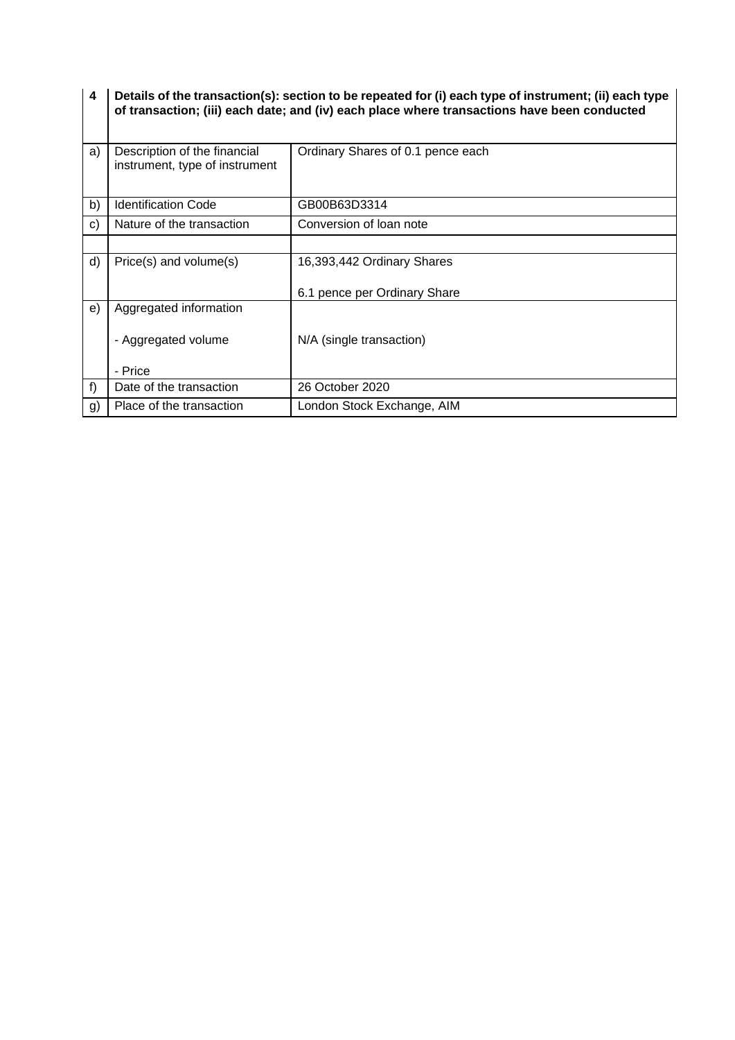| | | |
|---|---|---|
| **4** | **Details of the transaction(s): section to be repeated for (i) each type of instrument; (ii) each type of transaction; (iii) each date; and (iv) each place where transactions have been conducted** | |
| a) | Description of the financial instrument, type of instrument | Ordinary Shares of 0.1 pence each |
| b) | Identification Code | GB00B63D3314 |
| c) | Nature of the transaction | Conversion of loan note |
| | | |
| d) | Price(s) and volume(s) | 16,393,442 Ordinary Shares<br><br>6.1 pence per Ordinary Share |
| e) | Aggregated information<br><br>- Aggregated volume<br><br>- Price | N/A (single transaction) |
| f) | Date of the transaction | 26 October 2020 |
| g) | Place of the transaction | London Stock Exchange, AIM |